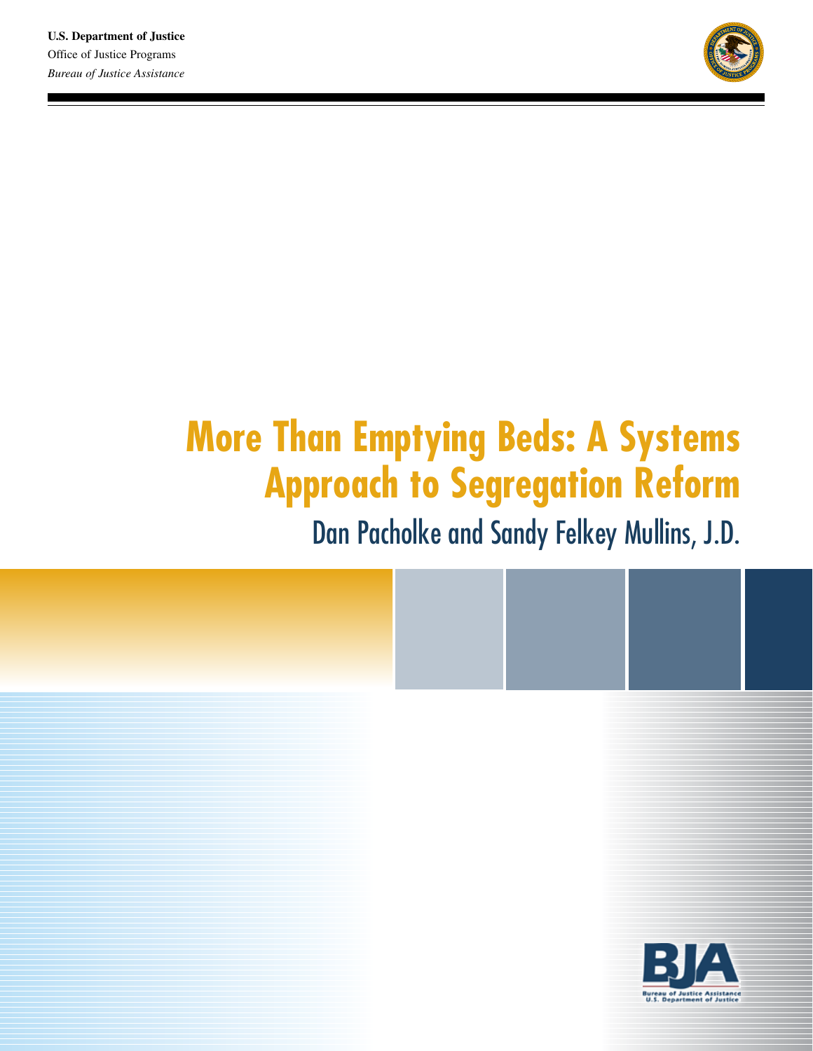**U.S. Department of Justice**
Office of Justice Programs
*Bureau of Justice Assistance*

# More Than Emptying Beds: A Systems Approach to Segregation Reform

## Dan Pacholke and Sandy Felkey Mullins, J.D.

**BJA**
**Bureau of Justice Assistance**
**U.S. Department of Justice**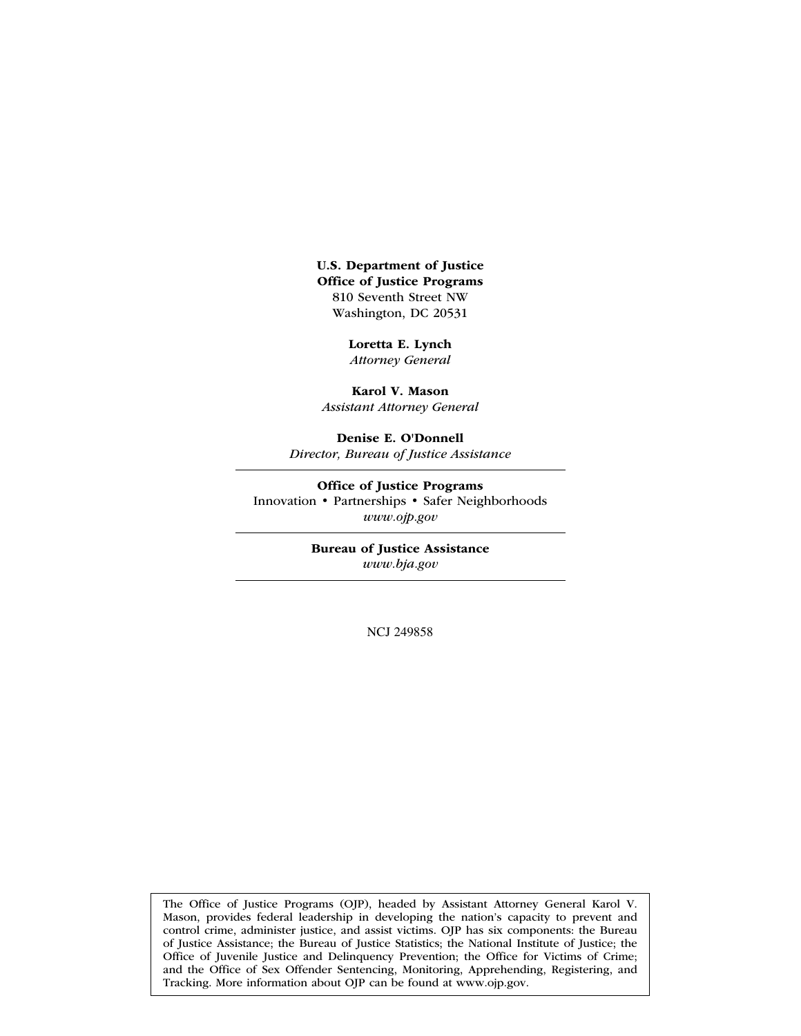**U.S. Department of Justice**
**Office of Justice Programs**
810 Seventh Street NW
Washington, DC 20531

**Loretta E. Lynch**
*Attorney General*

**Karol V. Mason**
*Assistant Attorney General*

**Denise E. O'Donnell**
*Director, Bureau of Justice Assistance*

---

**Office of Justice Programs**
Innovation • Partnerships • Safer Neighborhoods
*www.ojp.gov*

---

**Bureau of Justice Assistance**
*www.bja.gov*

---

NCJ 249858

The Office of Justice Programs (OJP), headed by Assistant Attorney General Karol V. Mason, provides federal leadership in developing the nation's capacity to prevent and control crime, administer justice, and assist victims. OJP has six components: the Bureau of Justice Assistance; the Bureau of Justice Statistics; the National Institute of Justice; the Office of Juvenile Justice and Delinquency Prevention; the Office for Victims of Crime; and the Office of Sex Offender Sentencing, Monitoring, Apprehending, Registering, and Tracking. More information about OJP can be found at www.ojp.gov.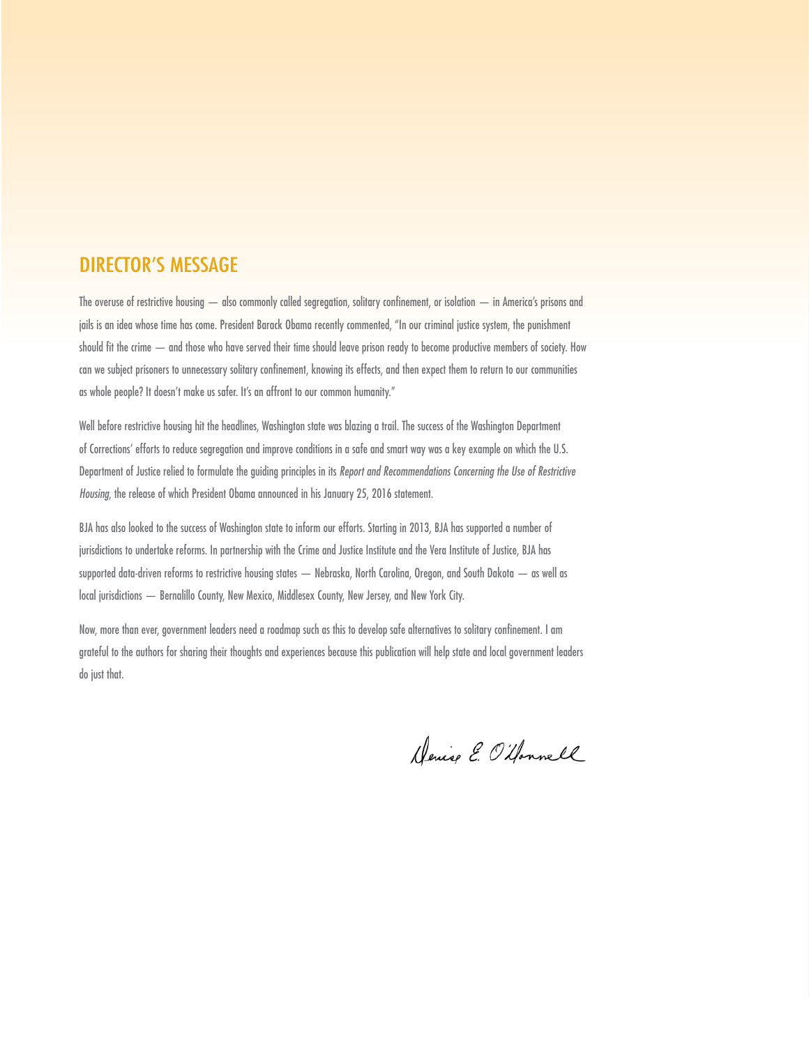## DIRECTOR'S MESSAGE

The overuse of restrictive housing — also commonly called segregation, solitary confinement, or isolation — in America's prisons and jails is an idea whose time has come. President Barack Obama recently commented, "In our criminal justice system, the punishment should fit the crime — and those who have served their time should leave prison ready to become productive members of society. How can we subject prisoners to unnecessary solitary confinement, knowing its effects, and then expect them to return to our communities as whole people? It doesn't make us safer. It's an affront to our common humanity."

Well before restrictive housing hit the headlines, Washington state was blazing a trail. The success of the Washington Department of Corrections' efforts to reduce segregation and improve conditions in a safe and smart way was a key example on which the U.S. Department of Justice relied to formulate the guiding principles in its *Report and Recommendations Concerning the Use of Restrictive Housing*, the release of which President Obama announced in his January 25, 2016 statement.

BJA has also looked to the success of Washington state to inform our efforts. Starting in 2013, BJA has supported a number of jurisdictions to undertake reforms. In partnership with the Crime and Justice Institute and the Vera Institute of Justice, BJA has supported data-driven reforms to restrictive housing states — Nebraska, North Carolina, Oregon, and South Dakota — as well as local jurisdictions — Bernalillo County, New Mexico, Middlesex County, New Jersey, and New York City.

Now, more than ever, government leaders need a roadmap such as this to develop safe alternatives to solitary confinement. I am grateful to the authors for sharing their thoughts and experiences because this publication will help state and local government leaders do just that.

Denise E. O'Donnell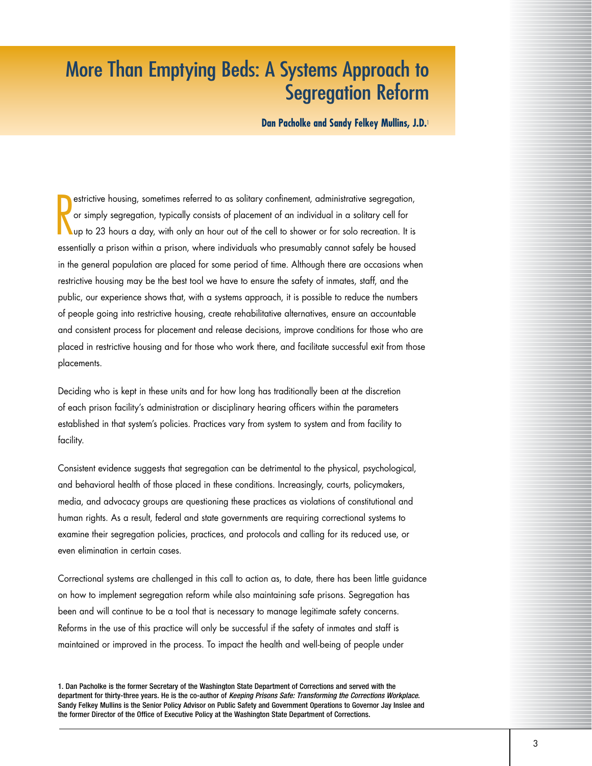# More Than Emptying Beds: A Systems Approach to Segregation Reform

**Dan Pacholke and Sandy Felkey Mullins, J.D.**[1]

Restrictive housing, sometimes referred to as solitary confinement, administrative segregation, or simply segregation, typically consists of placement of an individual in a solitary cell for up to 23 hours a day, with only an hour out of the cell to shower or for solo recreation. It is essentially a prison within a prison, where individuals who presumably cannot safely be housed in the general population are placed for some period of time. Although there are occasions when restrictive housing may be the best tool we have to ensure the safety of inmates, staff, and the public, our experience shows that, with a systems approach, it is possible to reduce the numbers of people going into restrictive housing, create rehabilitative alternatives, ensure an accountable and consistent process for placement and release decisions, improve conditions for those who are placed in restrictive housing and for those who work there, and facilitate successful exit from those placements.

Deciding who is kept in these units and for how long has traditionally been at the discretion of each prison facility's administration or disciplinary hearing officers within the parameters established in that system's policies. Practices vary from system to system and from facility to facility.

Consistent evidence suggests that segregation can be detrimental to the physical, psychological, and behavioral health of those placed in these conditions. Increasingly, courts, policymakers, media, and advocacy groups are questioning these practices as violations of constitutional and human rights. As a result, federal and state governments are requiring correctional systems to examine their segregation policies, practices, and protocols and calling for its reduced use, or even elimination in certain cases.

Correctional systems are challenged in this call to action as, to date, there has been little guidance on how to implement segregation reform while also maintaining safe prisons. Segregation has been and will continue to be a tool that is necessary to manage legitimate safety concerns. Reforms in the use of this practice will only be successful if the safety of inmates and staff is maintained or improved in the process. To impact the health and well-being of people under

1. Dan Pacholke is the former Secretary of the Washington State Department of Corrections and served with the department for thirty-three years. He is the co-author of *Keeping Prisons Safe: Transforming the Corrections Workplace*. Sandy Felkey Mullins is the Senior Policy Advisor on Public Safety and Government Operations to Governor Jay Inslee and the former Director of the Office of Executive Policy at the Washington State Department of Corrections.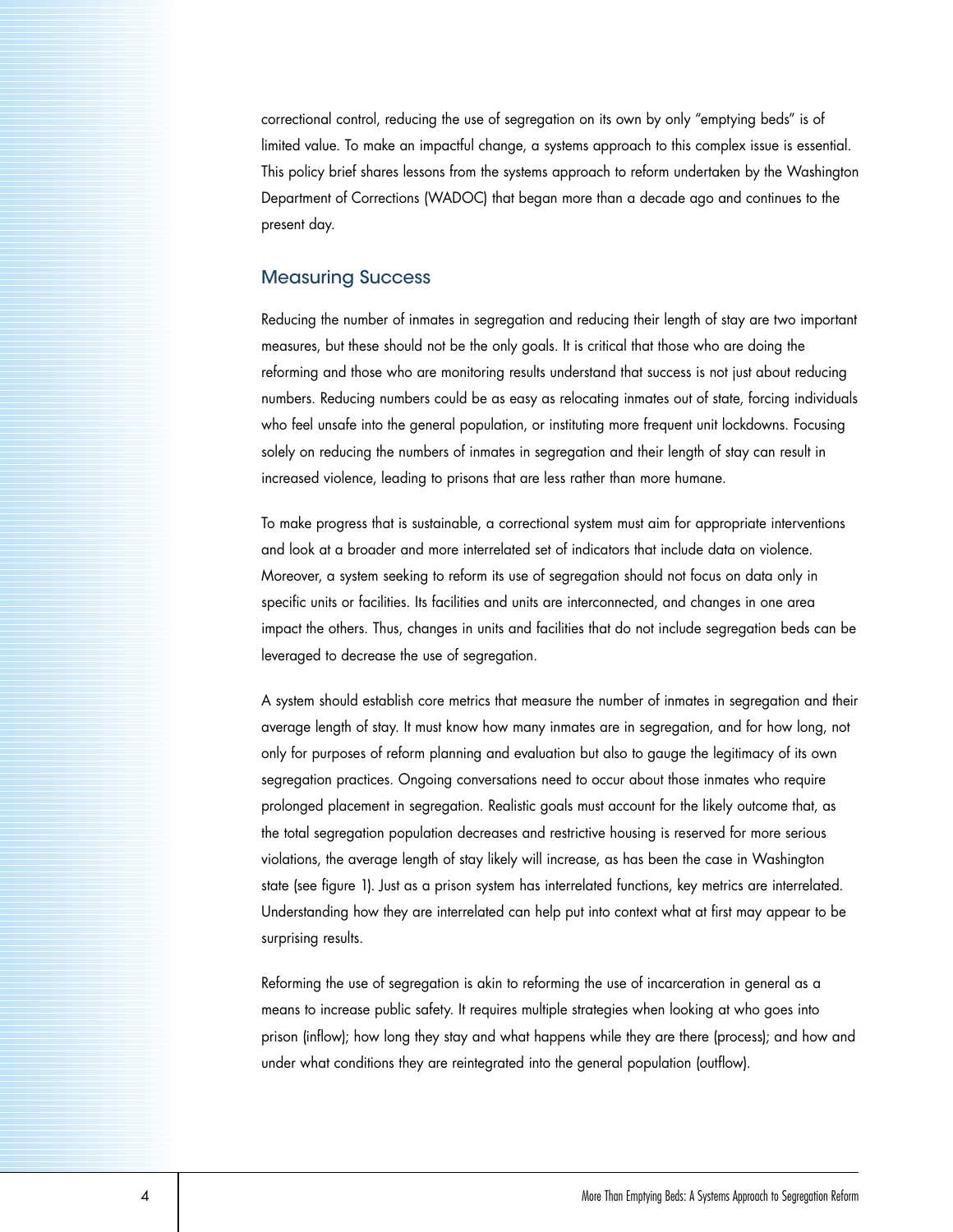correctional control, reducing the use of segregation on its own by only "emptying beds" is of limited value. To make an impactful change, a systems approach to this complex issue is essential. This policy brief shares lessons from the systems approach to reform undertaken by the Washington Department of Corrections (WADOC) that began more than a decade ago and continues to the present day.

## Measuring Success

Reducing the number of inmates in segregation and reducing their length of stay are two important measures, but these should not be the only goals. It is critical that those who are doing the reforming and those who are monitoring results understand that success is not just about reducing numbers. Reducing numbers could be as easy as relocating inmates out of state, forcing individuals who feel unsafe into the general population, or instituting more frequent unit lockdowns. Focusing solely on reducing the numbers of inmates in segregation and their length of stay can result in increased violence, leading to prisons that are less rather than more humane.

To make progress that is sustainable, a correctional system must aim for appropriate interventions and look at a broader and more interrelated set of indicators that include data on violence. Moreover, a system seeking to reform its use of segregation should not focus on data only in specific units or facilities. Its facilities and units are interconnected, and changes in one area impact the others. Thus, changes in units and facilities that do not include segregation beds can be leveraged to decrease the use of segregation.

A system should establish core metrics that measure the number of inmates in segregation and their average length of stay. It must know how many inmates are in segregation, and for how long, not only for purposes of reform planning and evaluation but also to gauge the legitimacy of its own segregation practices. Ongoing conversations need to occur about those inmates who require prolonged placement in segregation. Realistic goals must account for the likely outcome that, as the total segregation population decreases and restrictive housing is reserved for more serious violations, the average length of stay likely will increase, as has been the case in Washington state (see figure 1). Just as a prison system has interrelated functions, key metrics are interrelated. Understanding how they are interrelated can help put into context what at first may appear to be surprising results.

Reforming the use of segregation is akin to reforming the use of incarceration in general as a means to increase public safety. It requires multiple strategies when looking at who goes into prison (inflow); how long they stay and what happens while they are there (process); and how and under what conditions they are reintegrated into the general population (outflow).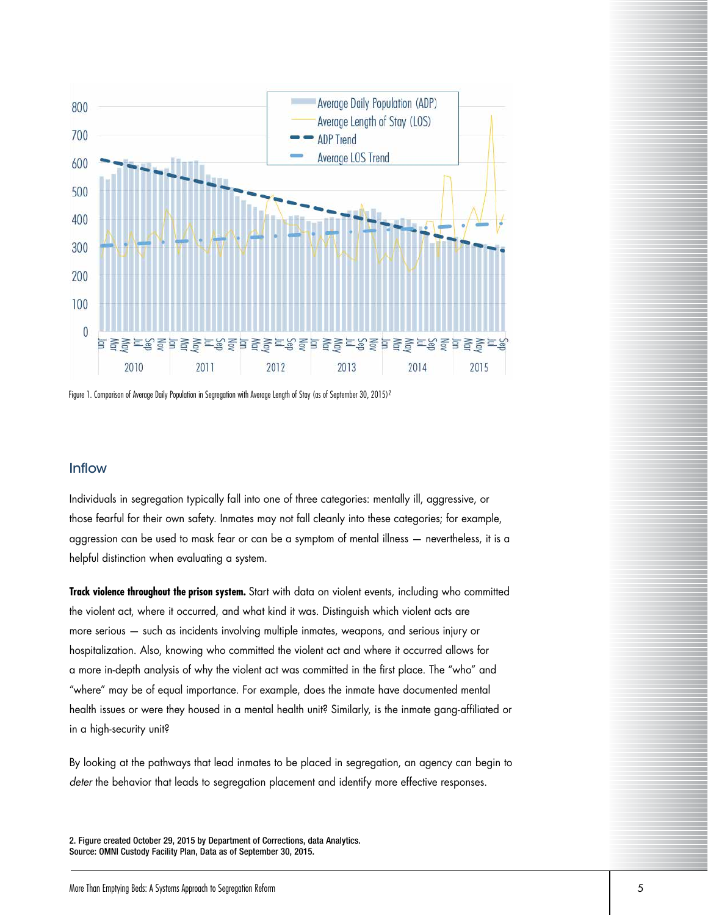Figure 1. Comparison of Average Daily Population in Segregation with Average Length of Stay (as of September 30, 2015)[2]

## Inflow

Individuals in segregation typically fall into one of three categories: mentally ill, aggressive, or those fearful for their own safety. Inmates may not fall cleanly into these categories; for example, aggression can be used to mask fear or can be a symptom of mental illness — nevertheless, it is a helpful distinction when evaluating a system.

**Track violence throughout the prison system.** Start with data on violent events, including who committed the violent act, where it occurred, and what kind it was. Distinguish which violent acts are more serious — such as incidents involving multiple inmates, weapons, and serious injury or hospitalization. Also, knowing who committed the violent act and where it occurred allows for a more in-depth analysis of why the violent act was committed in the first place. The "who" and "where" may be of equal importance. For example, does the inmate have documented mental health issues or were they housed in a mental health unit? Similarly, is the inmate gang-affiliated or in a high-security unit?

By looking at the pathways that lead inmates to be placed in segregation, an agency can begin to *deter* the behavior that leads to segregation placement and identify more effective responses.

2. Figure created October 29, 2015 by Department of Corrections, data Analytics.
Source: OMNI Custody Facility Plan, Data as of September 30, 2015.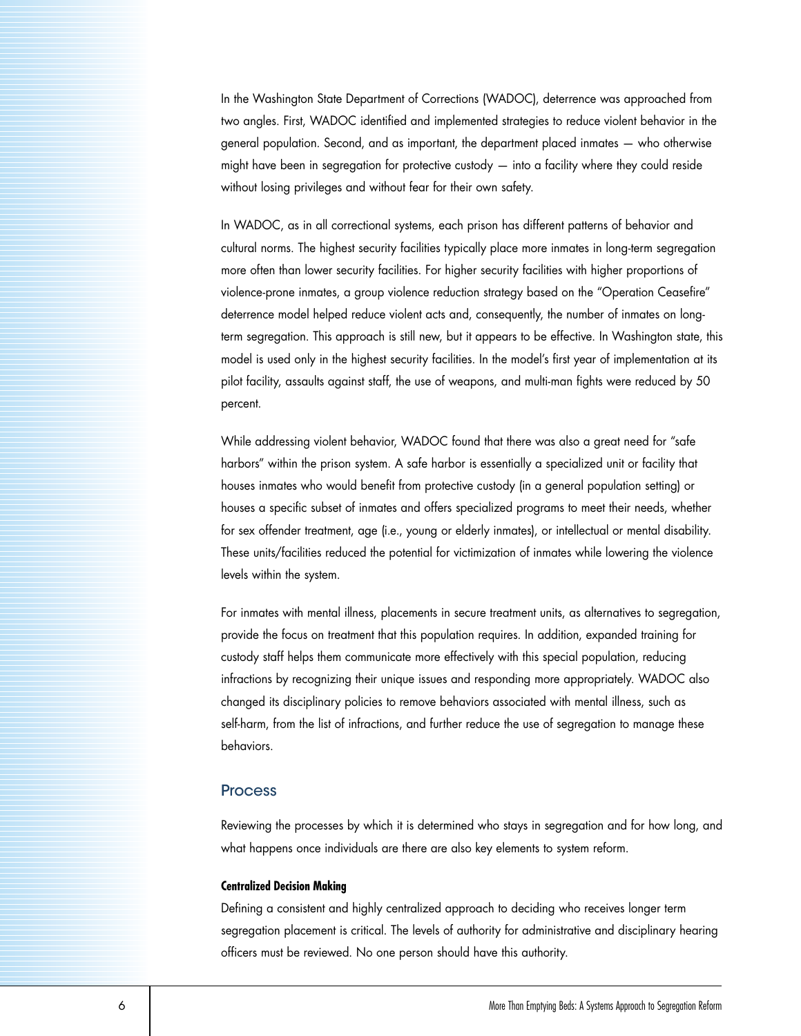In the Washington State Department of Corrections (WADOC), deterrence was approached from two angles. First, WADOC identified and implemented strategies to reduce violent behavior in the general population. Second, and as important, the department placed inmates — who otherwise might have been in segregation for protective custody — into a facility where they could reside without losing privileges and without fear for their own safety.

In WADOC, as in all correctional systems, each prison has different patterns of behavior and cultural norms. The highest security facilities typically place more inmates in long-term segregation more often than lower security facilities. For higher security facilities with higher proportions of violence-prone inmates, a group violence reduction strategy based on the "Operation Ceasefire" deterrence model helped reduce violent acts and, consequently, the number of inmates on long-term segregation. This approach is still new, but it appears to be effective. In Washington state, this model is used only in the highest security facilities. In the model's first year of implementation at its pilot facility, assaults against staff, the use of weapons, and multi-man fights were reduced by 50 percent.

While addressing violent behavior, WADOC found that there was also a great need for "safe harbors" within the prison system. A safe harbor is essentially a specialized unit or facility that houses inmates who would benefit from protective custody (in a general population setting) or houses a specific subset of inmates and offers specialized programs to meet their needs, whether for sex offender treatment, age (i.e., young or elderly inmates), or intellectual or mental disability. These units/facilities reduced the potential for victimization of inmates while lowering the violence levels within the system.

For inmates with mental illness, placements in secure treatment units, as alternatives to segregation, provide the focus on treatment that this population requires. In addition, expanded training for custody staff helps them communicate more effectively with this special population, reducing infractions by recognizing their unique issues and responding more appropriately. WADOC also changed its disciplinary policies to remove behaviors associated with mental illness, such as self-harm, from the list of infractions, and further reduce the use of segregation to manage these behaviors.

## Process

Reviewing the processes by which it is determined who stays in segregation and for how long, and what happens once individuals are there are also key elements to system reform.

#### Centralized Decision Making

Defining a consistent and highly centralized approach to deciding who receives longer term segregation placement is critical. The levels of authority for administrative and disciplinary hearing officers must be reviewed. No one person should have this authority.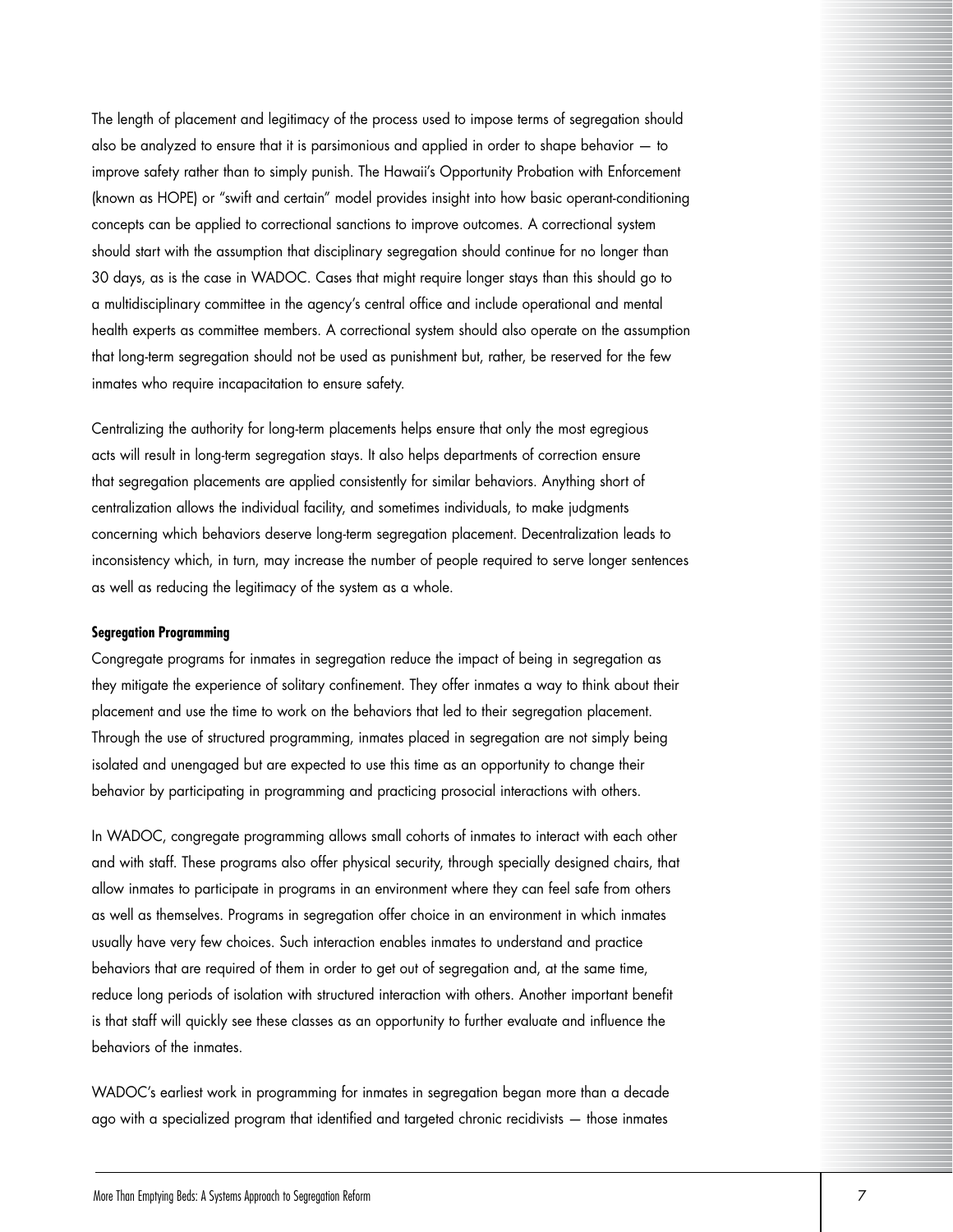The length of placement and legitimacy of the process used to impose terms of segregation should also be analyzed to ensure that it is parsimonious and applied in order to shape behavior — to improve safety rather than to simply punish. The Hawaii's Opportunity Probation with Enforcement (known as HOPE) or "swift and certain" model provides insight into how basic operant-conditioning concepts can be applied to correctional sanctions to improve outcomes. A correctional system should start with the assumption that disciplinary segregation should continue for no longer than 30 days, as is the case in WADOC. Cases that might require longer stays than this should go to a multidisciplinary committee in the agency's central office and include operational and mental health experts as committee members. A correctional system should also operate on the assumption that long-term segregation should not be used as punishment but, rather, be reserved for the few inmates who require incapacitation to ensure safety.

Centralizing the authority for long-term placements helps ensure that only the most egregious acts will result in long-term segregation stays. It also helps departments of correction ensure that segregation placements are applied consistently for similar behaviors. Anything short of centralization allows the individual facility, and sometimes individuals, to make judgments concerning which behaviors deserve long-term segregation placement. Decentralization leads to inconsistency which, in turn, may increase the number of people required to serve longer sentences as well as reducing the legitimacy of the system as a whole.

**Segregation Programming**

Congregate programs for inmates in segregation reduce the impact of being in segregation as they mitigate the experience of solitary confinement. They offer inmates a way to think about their placement and use the time to work on the behaviors that led to their segregation placement. Through the use of structured programming, inmates placed in segregation are not simply being isolated and unengaged but are expected to use this time as an opportunity to change their behavior by participating in programming and practicing prosocial interactions with others.

In WADOC, congregate programming allows small cohorts of inmates to interact with each other and with staff. These programs also offer physical security, through specially designed chairs, that allow inmates to participate in programs in an environment where they can feel safe from others as well as themselves. Programs in segregation offer choice in an environment in which inmates usually have very few choices. Such interaction enables inmates to understand and practice behaviors that are required of them in order to get out of segregation and, at the same time, reduce long periods of isolation with structured interaction with others. Another important benefit is that staff will quickly see these classes as an opportunity to further evaluate and influence the behaviors of the inmates.

WADOC's earliest work in programming for inmates in segregation began more than a decade ago with a specialized program that identified and targeted chronic recidivists — those inmates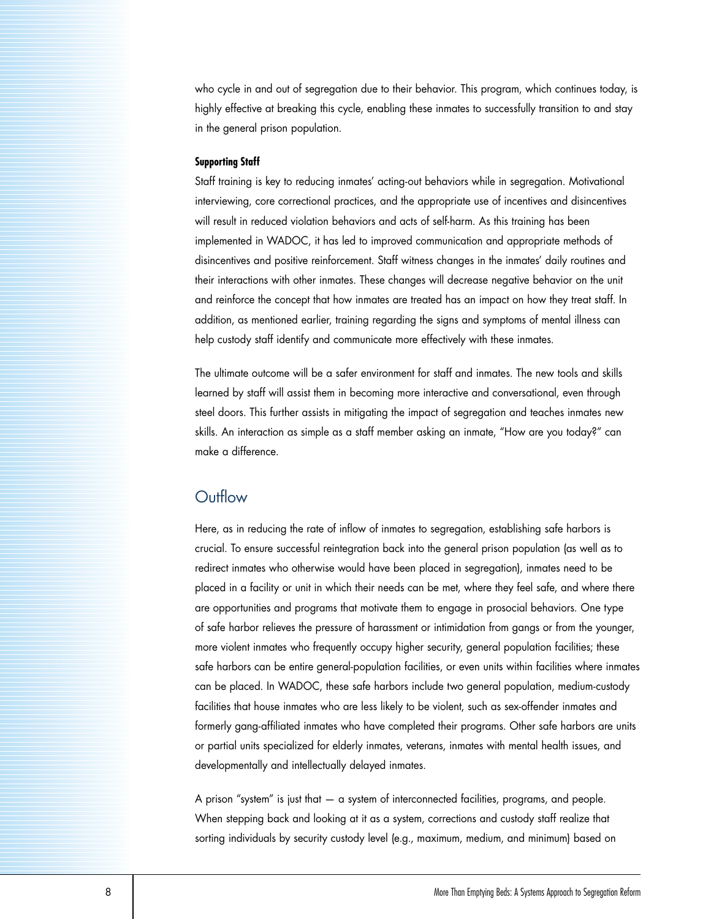who cycle in and out of segregation due to their behavior. This program, which continues today, is highly effective at breaking this cycle, enabling these inmates to successfully transition to and stay in the general prison population.

#### Supporting Staff

Staff training is key to reducing inmates' acting-out behaviors while in segregation. Motivational interviewing, core correctional practices, and the appropriate use of incentives and disincentives will result in reduced violation behaviors and acts of self-harm. As this training has been implemented in WADOC, it has led to improved communication and appropriate methods of disincentives and positive reinforcement. Staff witness changes in the inmates' daily routines and their interactions with other inmates. These changes will decrease negative behavior on the unit and reinforce the concept that how inmates are treated has an impact on how they treat staff. In addition, as mentioned earlier, training regarding the signs and symptoms of mental illness can help custody staff identify and communicate more effectively with these inmates.

The ultimate outcome will be a safer environment for staff and inmates. The new tools and skills learned by staff will assist them in becoming more interactive and conversational, even through steel doors. This further assists in mitigating the impact of segregation and teaches inmates new skills. An interaction as simple as a staff member asking an inmate, "How are you today?" can make a difference.

## Outflow

Here, as in reducing the rate of inflow of inmates to segregation, establishing safe harbors is crucial. To ensure successful reintegration back into the general prison population (as well as to redirect inmates who otherwise would have been placed in segregation), inmates need to be placed in a facility or unit in which their needs can be met, where they feel safe, and where there are opportunities and programs that motivate them to engage in prosocial behaviors. One type of safe harbor relieves the pressure of harassment or intimidation from gangs or from the younger, more violent inmates who frequently occupy higher security, general population facilities; these safe harbors can be entire general-population facilities, or even units within facilities where inmates can be placed. In WADOC, these safe harbors include two general population, medium-custody facilities that house inmates who are less likely to be violent, such as sex-offender inmates and formerly gang-affiliated inmates who have completed their programs. Other safe harbors are units or partial units specialized for elderly inmates, veterans, inmates with mental health issues, and developmentally and intellectually delayed inmates.

A prison "system" is just that — a system of interconnected facilities, programs, and people. When stepping back and looking at it as a system, corrections and custody staff realize that sorting individuals by security custody level (e.g., maximum, medium, and minimum) based on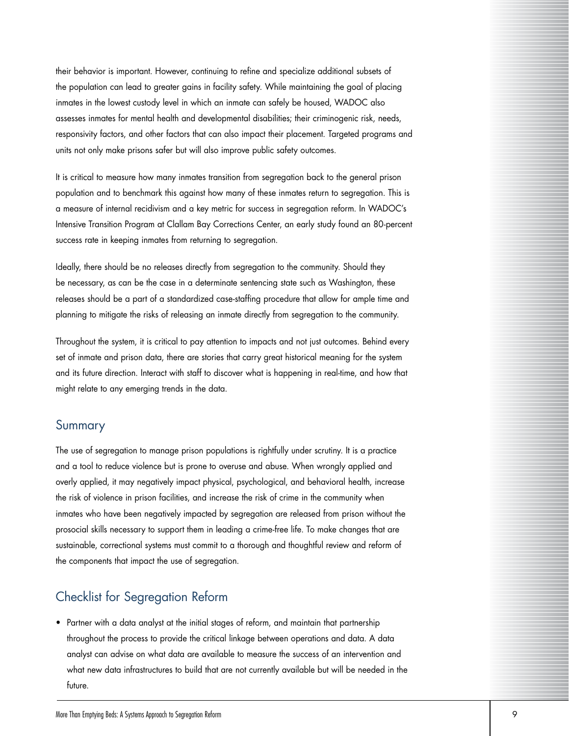their behavior is important. However, continuing to refine and specialize additional subsets of the population can lead to greater gains in facility safety. While maintaining the goal of placing inmates in the lowest custody level in which an inmate can safely be housed, WADOC also assesses inmates for mental health and developmental disabilities; their criminogenic risk, needs, responsivity factors, and other factors that can also impact their placement. Targeted programs and units not only make prisons safer but will also improve public safety outcomes.

It is critical to measure how many inmates transition from segregation back to the general prison population and to benchmark this against how many of these inmates return to segregation. This is a measure of internal recidivism and a key metric for success in segregation reform. In WADOC's Intensive Transition Program at Clallam Bay Corrections Center, an early study found an 80-percent success rate in keeping inmates from returning to segregation.

Ideally, there should be no releases directly from segregation to the community. Should they be necessary, as can be the case in a determinate sentencing state such as Washington, these releases should be a part of a standardized case-staffing procedure that allow for ample time and planning to mitigate the risks of releasing an inmate directly from segregation to the community.

Throughout the system, it is critical to pay attention to impacts and not just outcomes. Behind every set of inmate and prison data, there are stories that carry great historical meaning for the system and its future direction. Interact with staff to discover what is happening in real-time, and how that might relate to any emerging trends in the data.

## Summary

The use of segregation to manage prison populations is rightfully under scrutiny. It is a practice and a tool to reduce violence but is prone to overuse and abuse. When wrongly applied and overly applied, it may negatively impact physical, psychological, and behavioral health, increase the risk of violence in prison facilities, and increase the risk of crime in the community when inmates who have been negatively impacted by segregation are released from prison without the prosocial skills necessary to support them in leading a crime-free life. To make changes that are sustainable, correctional systems must commit to a thorough and thoughtful review and reform of the components that impact the use of segregation.

## Checklist for Segregation Reform

- Partner with a data analyst at the initial stages of reform, and maintain that partnership throughout the process to provide the critical linkage between operations and data. A data analyst can advise on what data are available to measure the success of an intervention and what new data infrastructures to build that are not currently available but will be needed in the future.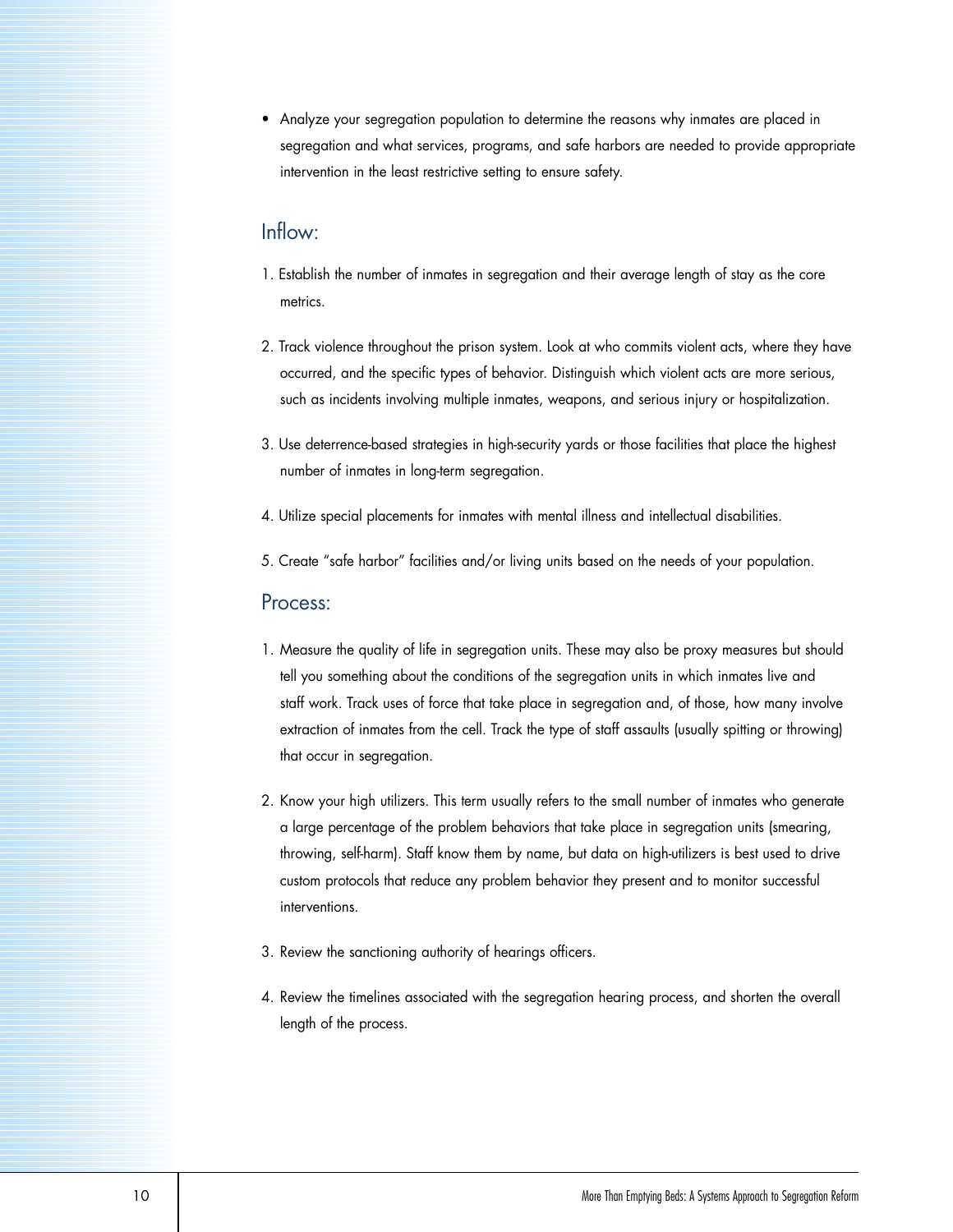- Analyze your segregation population to determine the reasons why inmates are placed in segregation and what services, programs, and safe harbors are needed to provide appropriate intervention in the least restrictive setting to ensure safety.

## Inflow:

1. Establish the number of inmates in segregation and their average length of stay as the core metrics.
2. Track violence throughout the prison system. Look at who commits violent acts, where they have occurred, and the specific types of behavior. Distinguish which violent acts are more serious, such as incidents involving multiple inmates, weapons, and serious injury or hospitalization.
3. Use deterrence-based strategies in high-security yards or those facilities that place the highest number of inmates in long-term segregation.
4. Utilize special placements for inmates with mental illness and intellectual disabilities.
5. Create "safe harbor" facilities and/or living units based on the needs of your population.

## Process:

1. Measure the quality of life in segregation units. These may also be proxy measures but should tell you something about the conditions of the segregation units in which inmates live and staff work. Track uses of force that take place in segregation and, of those, how many involve extraction of inmates from the cell. Track the type of staff assaults (usually spitting or throwing) that occur in segregation.
2. Know your high utilizers. This term usually refers to the small number of inmates who generate a large percentage of the problem behaviors that take place in segregation units (smearing, throwing, self-harm). Staff know them by name, but data on high-utilizers is best used to drive custom protocols that reduce any problem behavior they present and to monitor successful interventions.
3. Review the sanctioning authority of hearings officers.
4. Review the timelines associated with the segregation hearing process, and shorten the overall length of the process.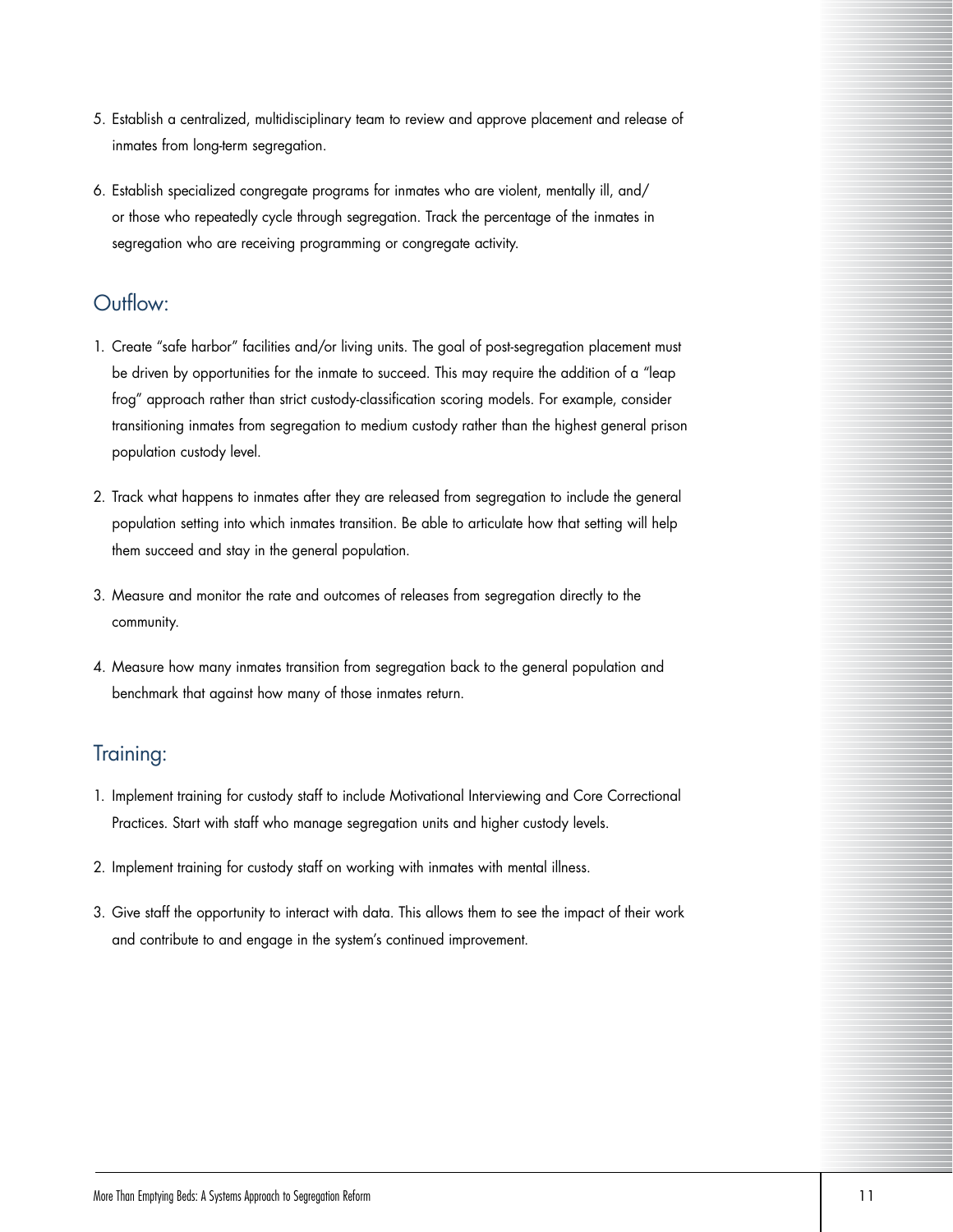5. Establish a centralized, multidisciplinary team to review and approve placement and release of inmates from long-term segregation.

6. Establish specialized congregate programs for inmates who are violent, mentally ill, and/or those who repeatedly cycle through segregation. Track the percentage of the inmates in segregation who are receiving programming or congregate activity.

## Outflow:

1. Create "safe harbor" facilities and/or living units. The goal of post-segregation placement must be driven by opportunities for the inmate to succeed. This may require the addition of a "leap frog" approach rather than strict custody-classification scoring models. For example, consider transitioning inmates from segregation to medium custody rather than the highest general prison population custody level.

2. Track what happens to inmates after they are released from segregation to include the general population setting into which inmates transition. Be able to articulate how that setting will help them succeed and stay in the general population.

3. Measure and monitor the rate and outcomes of releases from segregation directly to the community.

4. Measure how many inmates transition from segregation back to the general population and benchmark that against how many of those inmates return.

## Training:

1. Implement training for custody staff to include Motivational Interviewing and Core Correctional Practices. Start with staff who manage segregation units and higher custody levels.

2. Implement training for custody staff on working with inmates with mental illness.

3. Give staff the opportunity to interact with data. This allows them to see the impact of their work and contribute to and engage in the system's continued improvement.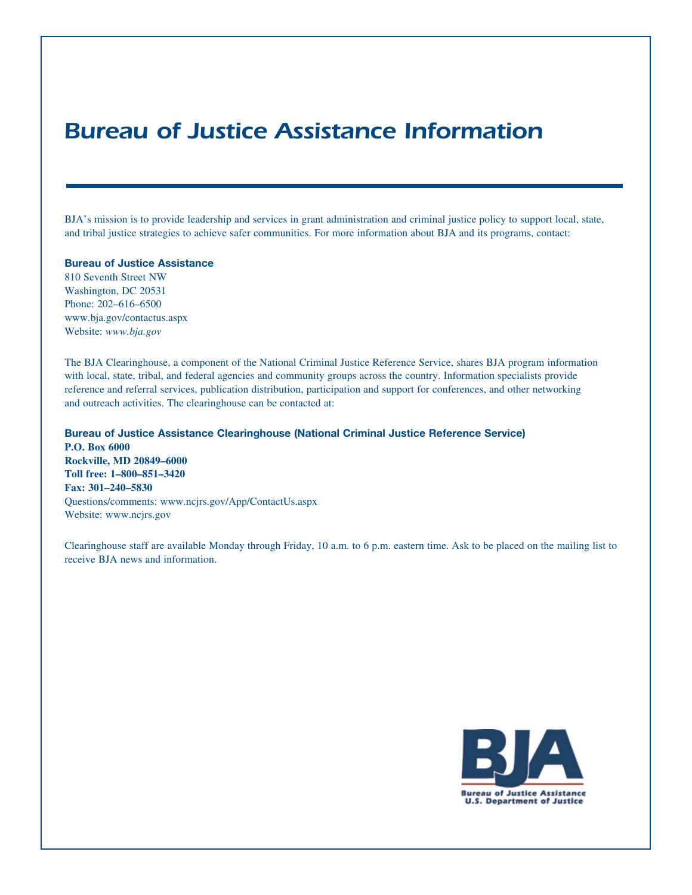# Bureau of Justice Assistance Information

BJA's mission is to provide leadership and services in grant administration and criminal justice policy to support local, state, and tribal justice strategies to achieve safer communities. For more information about BJA and its programs, contact:

**Bureau of Justice Assistance**
810 Seventh Street NW
Washington, DC 20531
Phone: 202–616–6500
www.bja.gov/contactus.aspx
Website: *www.bja.gov*

The BJA Clearinghouse, a component of the National Criminal Justice Reference Service, shares BJA program information with local, state, tribal, and federal agencies and community groups across the country. Information specialists provide reference and referral services, publication distribution, participation and support for conferences, and other networking and outreach activities. The clearinghouse can be contacted at:

**Bureau of Justice Assistance Clearinghouse (National Criminal Justice Reference Service)**
**P.O. Box 6000**
**Rockville, MD 20849–6000**
**Toll free: 1–800–851–3420**
**Fax: 301–240–5830**
Questions/comments: www.ncjrs.gov/App/ContactUs.aspx
Website: www.ncjrs.gov

Clearinghouse staff are available Monday through Friday, 10 a.m. to 6 p.m. eastern time. Ask to be placed on the mailing list to receive BJA news and information.

BJA
Bureau of Justice Assistance
U.S. Department of Justice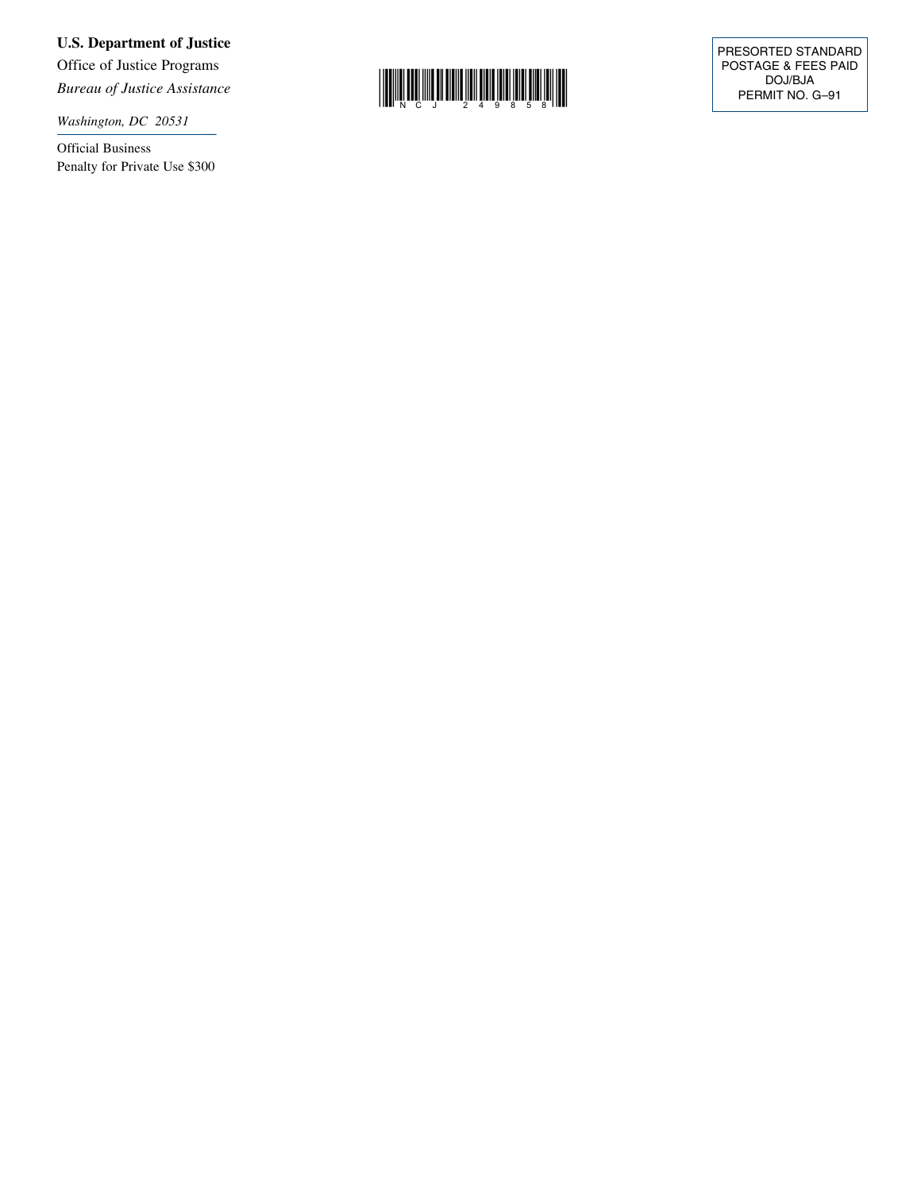**U.S. Department of Justice**

Office of Justice Programs

*Bureau of Justice Assistance*

*Washington, DC 20531*

Official Business

Penalty for Private Use $300

NCJ 249858

PRESORTED STANDARD
POSTAGE & FEES PAID
DOJ/BJA
PERMIT NO. G–91